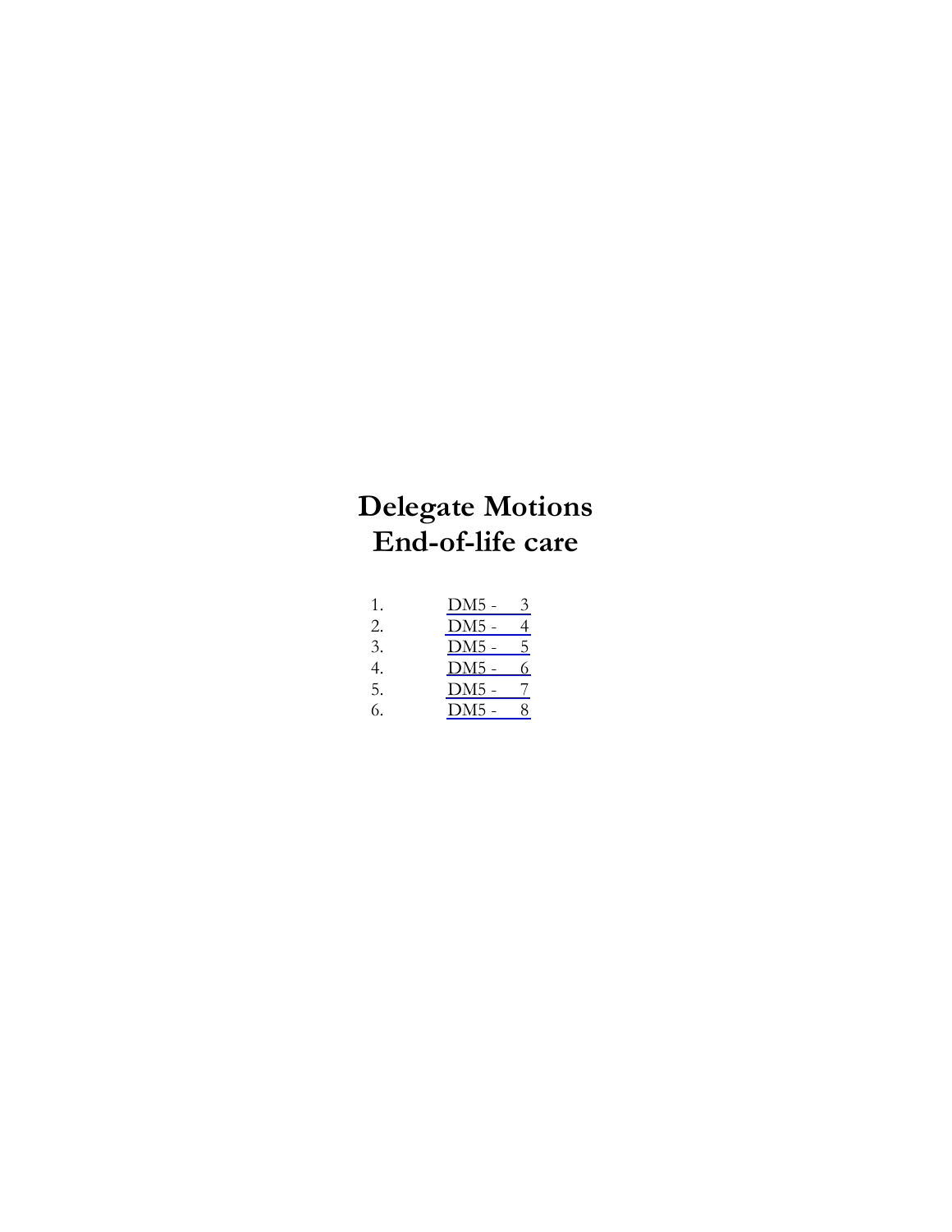# Delegate Motions
# End-of-life care

1. DM5 - 3
2. DM5 - 4
3. DM5 - 5
4. DM5 - 6
5. DM5 - 7
6. DM5 - 8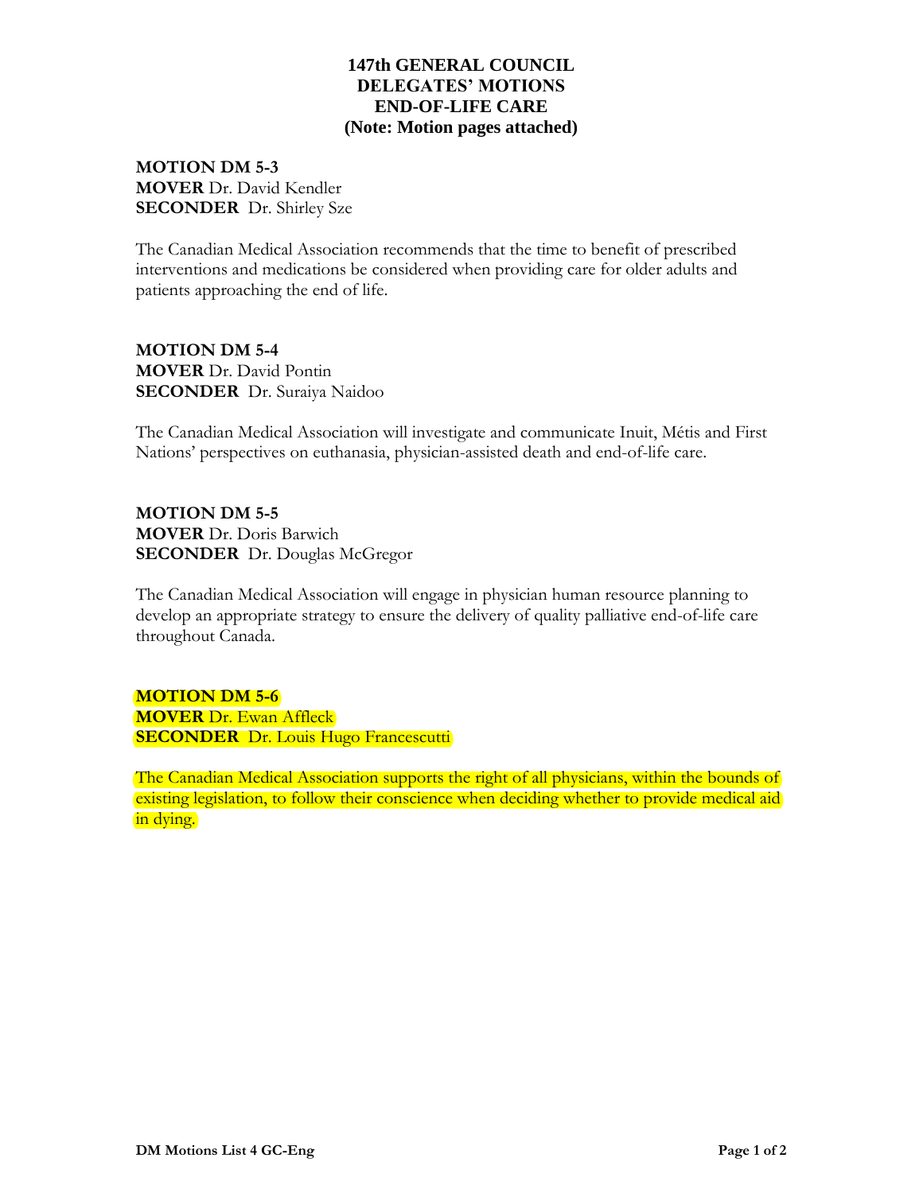# 147th GENERAL COUNCIL
# DELEGATES' MOTIONS
# END-OF-LIFE CARE
**(Note: Motion pages attached)**

**MOTION DM 5-3**
**MOVER** Dr. David Kendler
**SECONDER** Dr. Shirley Sze

The Canadian Medical Association recommends that the time to benefit of prescribed interventions and medications be considered when providing care for older adults and patients approaching the end of life.

**MOTION DM 5-4**
**MOVER** Dr. David Pontin
**SECONDER** Dr. Suraiya Naidoo

The Canadian Medical Association will investigate and communicate Inuit, Métis and First Nations' perspectives on euthanasia, physician-assisted death and end-of-life care.

**MOTION DM 5-5**
**MOVER** Dr. Doris Barwich
**SECONDER** Dr. Douglas McGregor

The Canadian Medical Association will engage in physician human resource planning to develop an appropriate strategy to ensure the delivery of quality palliative end-of-life care throughout Canada.

**MOTION DM 5-6**
**MOVER** Dr. Ewan Affleck
**SECONDER** Dr. Louis Hugo Francescutti

The Canadian Medical Association supports the right of all physicians, within the bounds of existing legislation, to follow their conscience when deciding whether to provide medical aid in dying.

**DM Motions List 4 GC-Eng**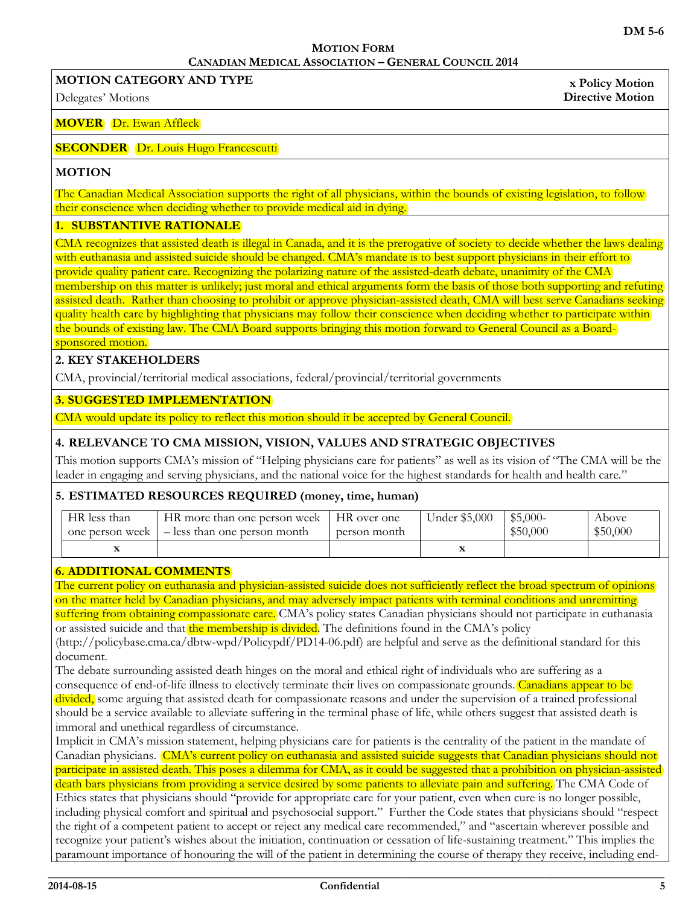**DM 5-6**

**MOTION FORM**
**CANADIAN MEDICAL ASSOCIATION – GENERAL COUNCIL 2014**

**MOTION CATEGORY AND TYPE**

Delegates' Motions

**x Policy Motion**
**Directive Motion**

**MOVER** Dr. Ewan Affleck

**SECONDER** Dr. Louis Hugo Francescutti

**MOTION**

The Canadian Medical Association supports the right of all physicians, within the bounds of existing legislation, to follow their conscience when deciding whether to provide medical aid in dying.

**1. SUBSTANTIVE RATIONALE**

CMA recognizes that assisted death is illegal in Canada, and it is the prerogative of society to decide whether the laws dealing with euthanasia and assisted suicide should be changed. CMA's mandate is to best support physicians in their effort to provide quality patient care. Recognizing the polarizing nature of the assisted-death debate, unanimity of the CMA membership on this matter is unlikely; just moral and ethical arguments form the basis of those both supporting and refuting assisted death. Rather than choosing to prohibit or approve physician-assisted death, CMA will best serve Canadians seeking quality health care by highlighting that physicians may follow their conscience when deciding whether to participate within the bounds of existing law. The CMA Board supports bringing this motion forward to General Council as a Board-sponsored motion.

**2. KEY STAKEHOLDERS**

CMA, provincial/territorial medical associations, federal/provincial/territorial governments

**3. SUGGESTED IMPLEMENTATION**

CMA would update its policy to reflect this motion should it be accepted by General Council.

**4. RELEVANCE TO CMA MISSION, VISION, VALUES AND STRATEGIC OBJECTIVES**

This motion supports CMA's mission of "Helping physicians care for patients" as well as its vision of "The CMA will be the leader in engaging and serving physicians, and the national voice for the highest standards for health and health care."

**5. ESTIMATED RESOURCES REQUIRED (money, time, human)**

| HR less than one person week | HR more than one person week – less than one person month | HR over one person month | Under $5,000 | $5,000-$50,000 | Above $50,000 |
|---|---|---|---|---|---|
| x | | | x | | |

**6. ADDITIONAL COMMENTS**

The current policy on euthanasia and physician-assisted suicide does not sufficiently reflect the broad spectrum of opinions on the matter held by Canadian physicians, and may adversely impact patients with terminal conditions and unremitting suffering from obtaining compassionate care. CMA's policy states Canadian physicians should not participate in euthanasia or assisted suicide and that the membership is divided. The definitions found in the CMA's policy (http://policybase.cma.ca/dbtw-wpd/Policypdf/PD14-06.pdf) are helpful and serve as the definitional standard for this document.

The debate surrounding assisted death hinges on the moral and ethical right of individuals who are suffering as a consequence of end-of-life illness to electively terminate their lives on compassionate grounds. Canadians appear to be divided, some arguing that assisted death for compassionate reasons and under the supervision of a trained professional should be a service available to alleviate suffering in the terminal phase of life, while others suggest that assisted death is immoral and unethical regardless of circumstance.

Implicit in CMA's mission statement, helping physicians care for patients is the centrality of the patient in the mandate of Canadian physicians. CMA's current policy on euthanasia and assisted suicide suggests that Canadian physicians should not participate in assisted death. This poses a dilemma for CMA, as it could be suggested that a prohibition on physician-assisted death bars physicians from providing a service desired by some patients to alleviate pain and suffering. The CMA Code of Ethics states that physicians should "provide for appropriate care for your patient, even when cure is no longer possible, including physical comfort and spiritual and psychosocial support." Further the Code states that physicians should "respect the right of a competent patient to accept or reject any medical care recommended," and "ascertain wherever possible and recognize your patient's wishes about the initiation, continuation or cessation of life-sustaining treatment." This implies the paramount importance of honouring the will of the patient in determining the course of therapy they receive, including end-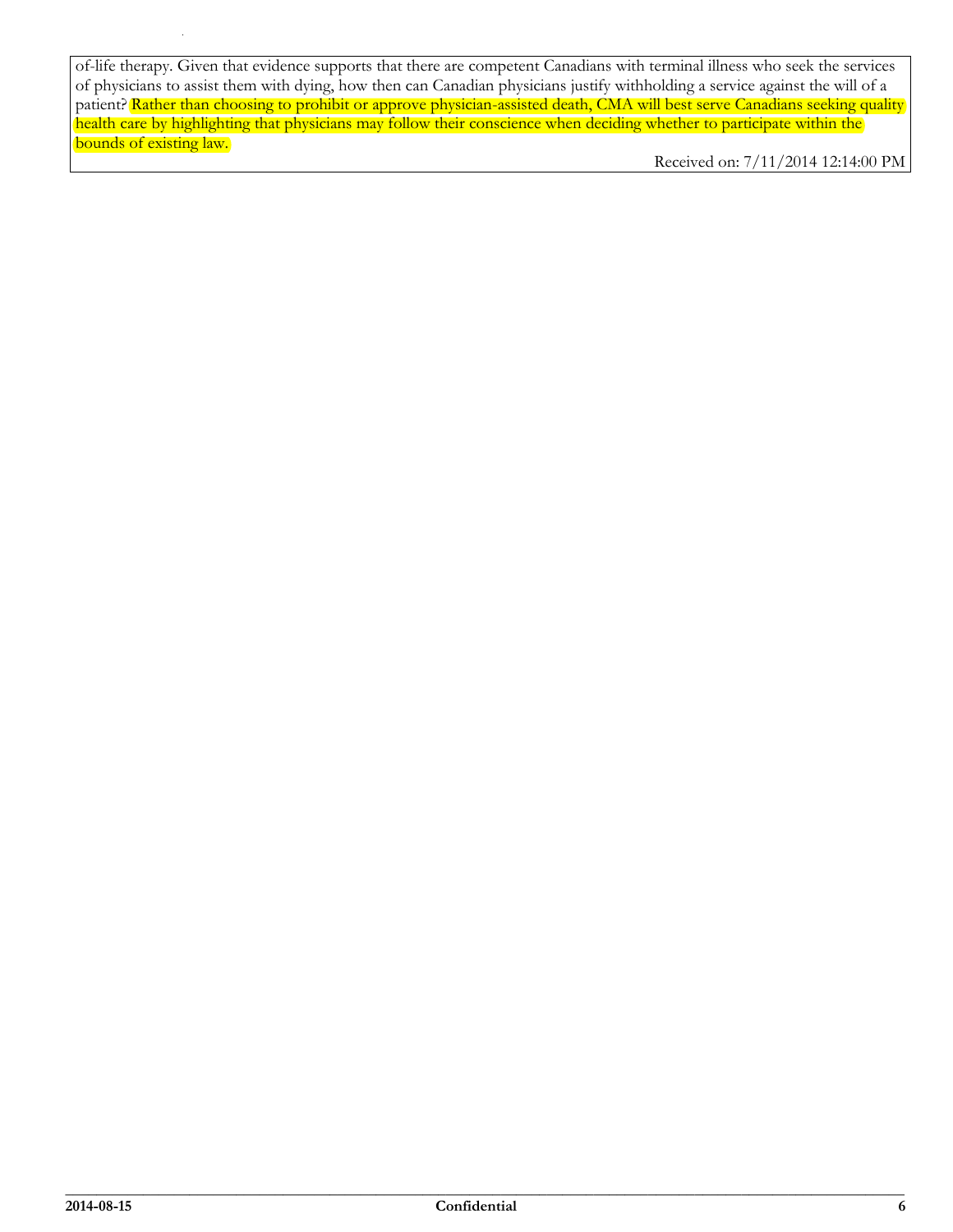of-life therapy. Given that evidence supports that there are competent Canadians with terminal illness who seek the services of physicians to assist them with dying, how then can Canadian physicians justify withholding a service against the will of a patient? Rather than choosing to prohibit or approve physician-assisted death, CMA will best serve Canadians seeking quality health care by highlighting that physicians may follow their conscience when deciding whether to participate within the bounds of existing law.

Received on: 7/11/2014 12:14:00 PM